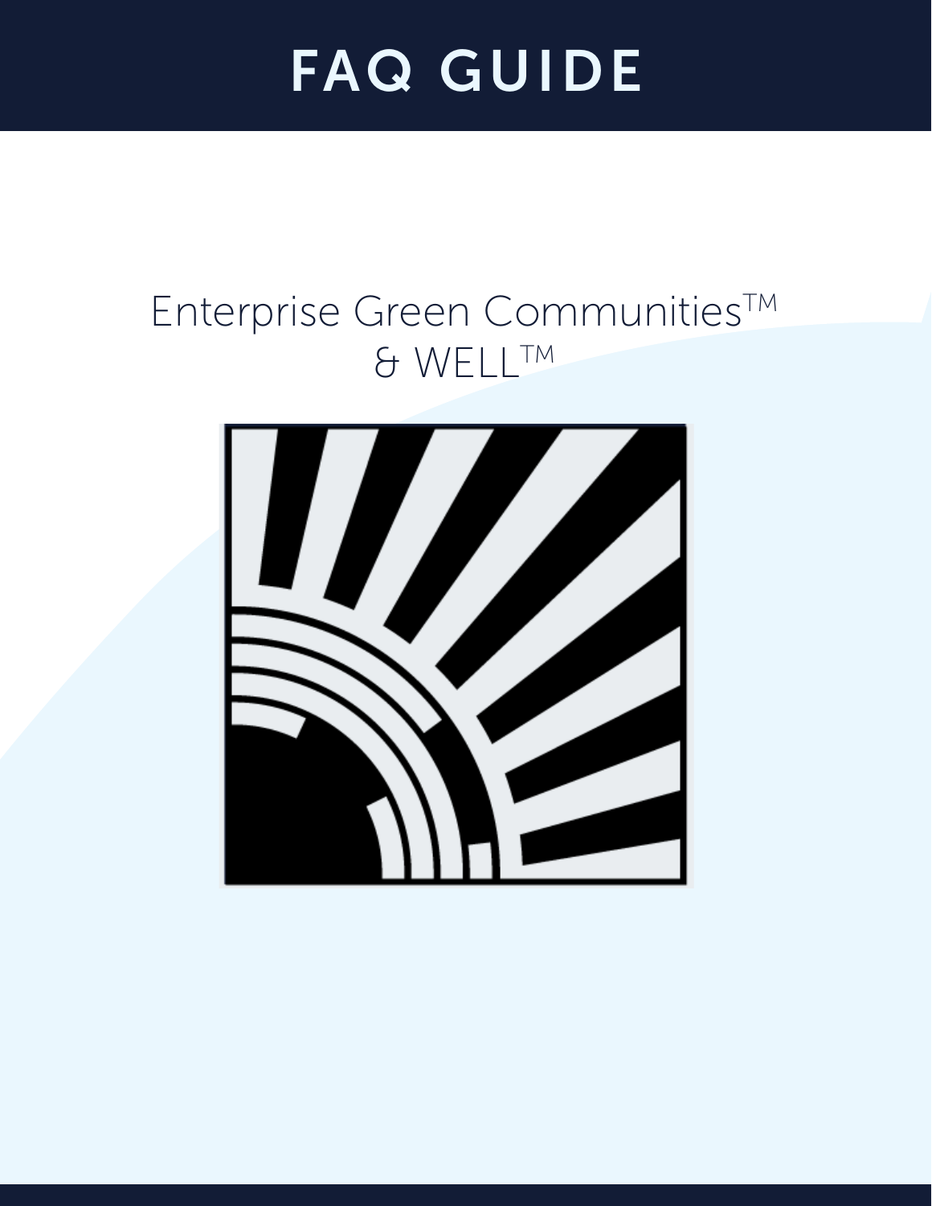# FAQ GUIDE

Enterprise Green Communities™ & WELL™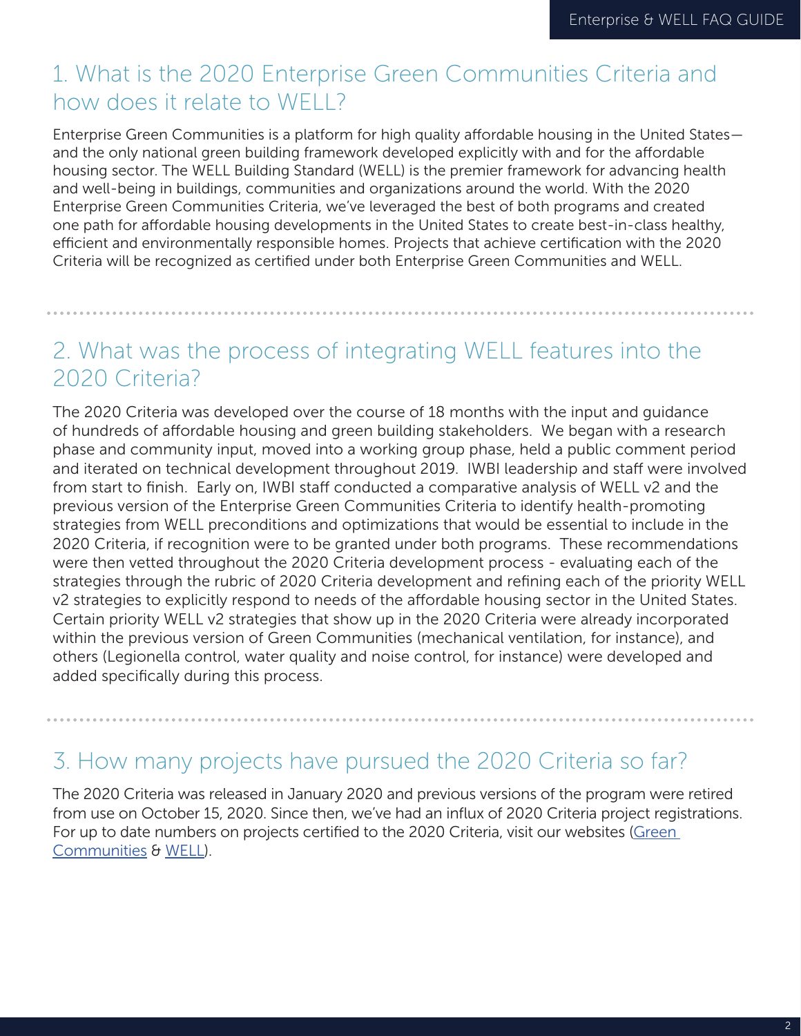## 1. What is the 2020 Enterprise Green Communities Criteria and how does it relate to WELL?

Enterprise Green Communities is a platform for high quality affordable housing in the United States—and the only national green building framework developed explicitly with and for the affordable housing sector. The WELL Building Standard (WELL) is the premier framework for advancing health and well-being in buildings, communities and organizations around the world. With the 2020 Enterprise Green Communities Criteria, we've leveraged the best of both programs and created one path for affordable housing developments in the United States to create best-in-class healthy, efficient and environmentally responsible homes. Projects that achieve certification with the 2020 Criteria will be recognized as certified under both Enterprise Green Communities and WELL.

## 2. What was the process of integrating WELL features into the 2020 Criteria?

The 2020 Criteria was developed over the course of 18 months with the input and guidance of hundreds of affordable housing and green building stakeholders. We began with a research phase and community input, moved into a working group phase, held a public comment period and iterated on technical development throughout 2019. IWBI leadership and staff were involved from start to finish. Early on, IWBI staff conducted a comparative analysis of WELL v2 and the previous version of the Enterprise Green Communities Criteria to identify health-promoting strategies from WELL preconditions and optimizations that would be essential to include in the 2020 Criteria, if recognition were to be granted under both programs. These recommendations were then vetted throughout the 2020 Criteria development process - evaluating each of the strategies through the rubric of 2020 Criteria development and refining each of the priority WELL v2 strategies to explicitly respond to needs of the affordable housing sector in the United States. Certain priority WELL v2 strategies that show up in the 2020 Criteria were already incorporated within the previous version of Green Communities (mechanical ventilation, for instance), and others (Legionella control, water quality and noise control, for instance) were developed and added specifically during this process.

## 3. How many projects have pursued the 2020 Criteria so far?

The 2020 Criteria was released in January 2020 and previous versions of the program were retired from use on October 15, 2020. Since then, we've had an influx of 2020 Criteria project registrations. For up to date numbers on projects certified to the 2020 Criteria, visit our websites (Green Communities & WELL).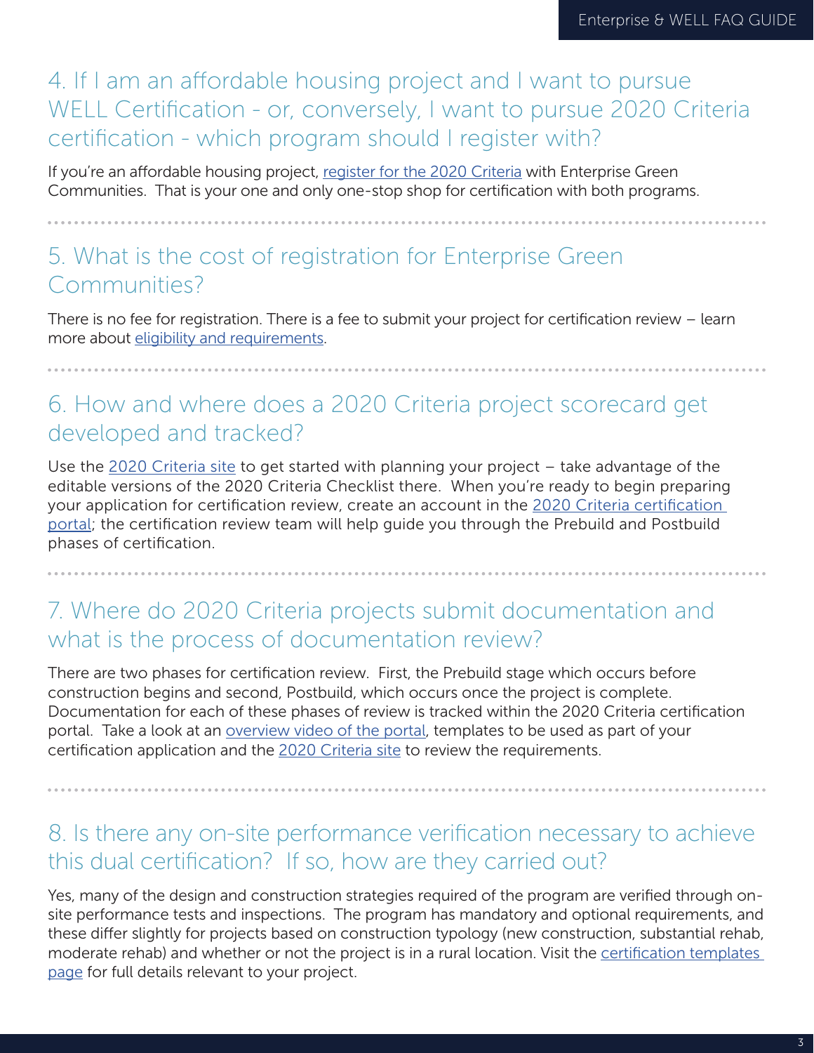## 4. If I am an affordable housing project and I want to pursue WELL Certification - or, conversely, I want to pursue 2020 Criteria certification - which program should I register with?

If you're an affordable housing project, register for the 2020 Criteria with Enterprise Green Communities. That is your one and only one-stop shop for certification with both programs.

## 5. What is the cost of registration for Enterprise Green Communities?

There is no fee for registration. There is a fee to submit your project for certification review – learn more about eligibility and requirements.

## 6. How and where does a 2020 Criteria project scorecard get developed and tracked?

Use the 2020 Criteria site to get started with planning your project – take advantage of the editable versions of the 2020 Criteria Checklist there. When you're ready to begin preparing your application for certification review, create an account in the 2020 Criteria certification portal; the certification review team will help guide you through the Prebuild and Postbuild phases of certification.

## 7. Where do 2020 Criteria projects submit documentation and what is the process of documentation review?

There are two phases for certification review. First, the Prebuild stage which occurs before construction begins and second, Postbuild, which occurs once the project is complete. Documentation for each of these phases of review is tracked within the 2020 Criteria certification portal. Take a look at an overview video of the portal, templates to be used as part of your certification application and the 2020 Criteria site to review the requirements.

## 8. Is there any on-site performance verification necessary to achieve this dual certification? If so, how are they carried out?

Yes, many of the design and construction strategies required of the program are verified through on-site performance tests and inspections. The program has mandatory and optional requirements, and these differ slightly for projects based on construction typology (new construction, substantial rehab, moderate rehab) and whether or not the project is in a rural location. Visit the certification templates page for full details relevant to your project.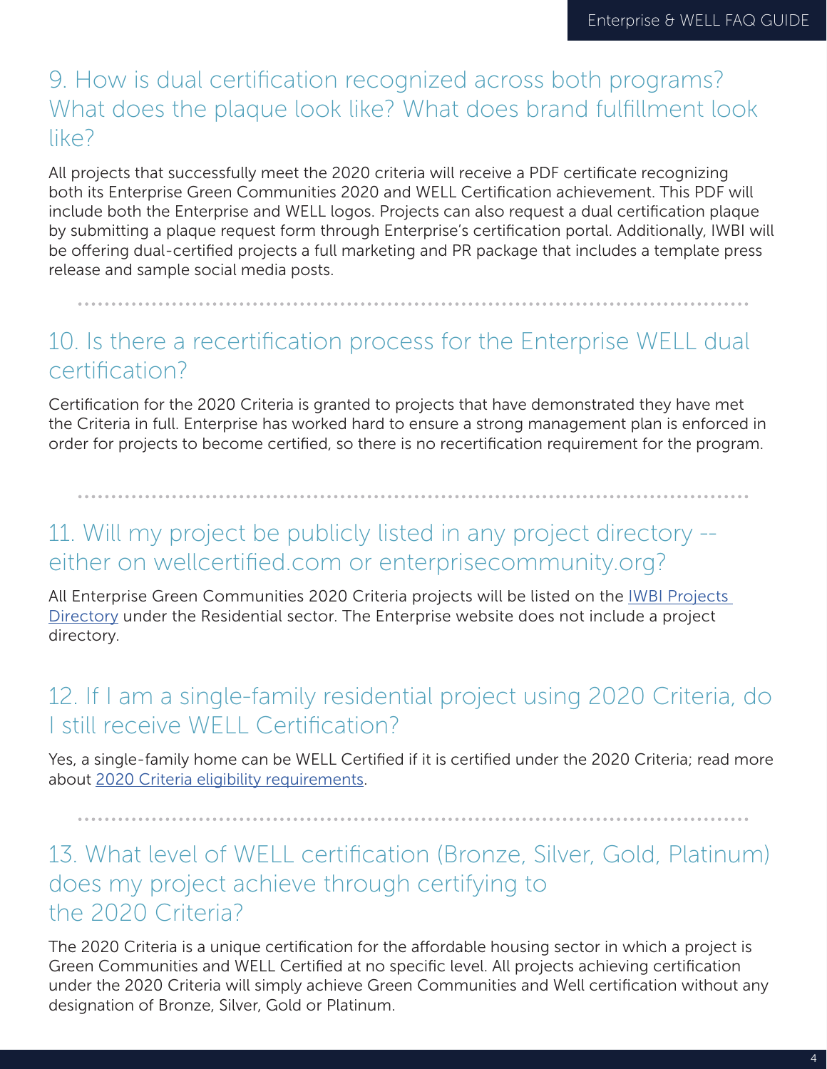## 9. How is dual certification recognized across both programs? What does the plaque look like? What does brand fulfillment look like?

All projects that successfully meet the 2020 criteria will receive a PDF certificate recognizing both its Enterprise Green Communities 2020 and WELL Certification achievement. This PDF will include both the Enterprise and WELL logos. Projects can also request a dual certification plaque by submitting a plaque request form through Enterprise's certification portal. Additionally, IWBI will be offering dual-certified projects a full marketing and PR package that includes a template press release and sample social media posts.

## 10. Is there a recertification process for the Enterprise WELL dual certification?

Certification for the 2020 Criteria is granted to projects that have demonstrated they have met the Criteria in full. Enterprise has worked hard to ensure a strong management plan is enforced in order for projects to become certified, so there is no recertification requirement for the program.

## 11. Will my project be publicly listed in any project directory -- either on wellcertified.com or enterprisecommunity.org?

All Enterprise Green Communities 2020 Criteria projects will be listed on the IWBI Projects Directory under the Residential sector. The Enterprise website does not include a project directory.

## 12. If I am a single-family residential project using 2020 Criteria, do I still receive WELL Certification?

Yes, a single-family home can be WELL Certified if it is certified under the 2020 Criteria; read more about 2020 Criteria eligibility requirements.

## 13. What level of WELL certification (Bronze, Silver, Gold, Platinum) does my project achieve through certifying to the 2020 Criteria?

The 2020 Criteria is a unique certification for the affordable housing sector in which a project is Green Communities and WELL Certified at no specific level. All projects achieving certification under the 2020 Criteria will simply achieve Green Communities and Well certification without any designation of Bronze, Silver, Gold or Platinum.